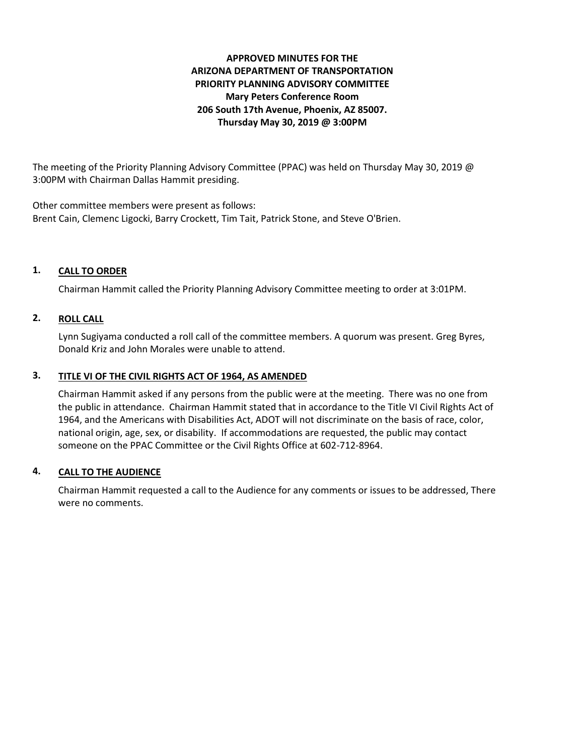**APPROVED MINUTES FOR THE**
**ARIZONA DEPARTMENT OF TRANSPORTATION**
**PRIORITY PLANNING ADVISORY COMMITTEE**
**Mary Peters Conference Room**
**206 South 17th Avenue, Phoenix, AZ 85007.**
**Thursday May 30, 2019 @ 3:00PM**

The meeting of the Priority Planning Advisory Committee (PPAC) was held on Thursday May 30, 2019 @ 3:00PM with Chairman Dallas Hammit presiding.

Other committee members were present as follows:
Brent Cain, Clemenc Ligocki, Barry Crockett, Tim Tait, Patrick Stone, and Steve O'Brien.

## 1. CALL TO ORDER

Chairman Hammit called the Priority Planning Advisory Committee meeting to order at 3:01PM.

## 2. ROLL CALL

Lynn Sugiyama conducted a roll call of the committee members. A quorum was present. Greg Byres, Donald Kriz and John Morales were unable to attend.

## 3. TITLE VI OF THE CIVIL RIGHTS ACT OF 1964, AS AMENDED

Chairman Hammit asked if any persons from the public were at the meeting. There was no one from the public in attendance. Chairman Hammit stated that in accordance to the Title VI Civil Rights Act of 1964, and the Americans with Disabilities Act, ADOT will not discriminate on the basis of race, color, national origin, age, sex, or disability. If accommodations are requested, the public may contact someone on the PPAC Committee or the Civil Rights Office at 602-712-8964.

## 4. CALL TO THE AUDIENCE

Chairman Hammit requested a call to the Audience for any comments or issues to be addressed, There were no comments.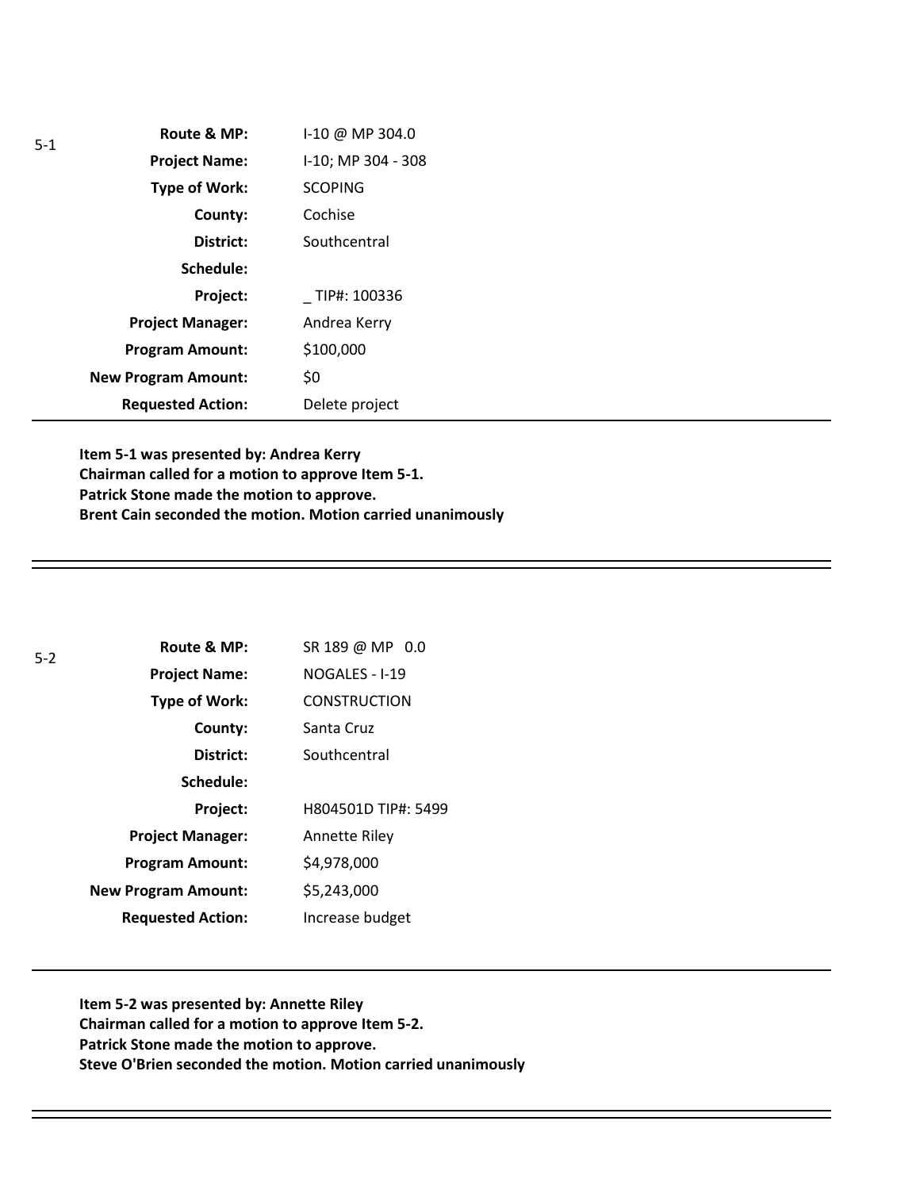5-1

| | |
|---|---|
| **Route & MP:** | I-10 @ MP 304.0 |
| **Project Name:** | I-10; MP 304 - 308 |
| **Type of Work:** | SCOPING |
| **County:** | Cochise |
| **District:** | Southcentral |
| **Schedule:** | |
| **Project:** | _ TIP#: 100336 |
| **Project Manager:** | Andrea Kerry |
| **Program Amount:** | $100,000 |
| **New Program Amount:** | $0 |
| **Requested Action:** | Delete project |

**Item 5-1 was presented by: Andrea Kerry**
**Chairman called for a motion to approve Item 5-1.**
**Patrick Stone made the motion to approve.**
**Brent Cain seconded the motion. Motion carried unanimously**

---

5-2

| | |
|---|---|
| **Route & MP:** | SR 189 @ MP 0.0 |
| **Project Name:** | NOGALES - I-19 |
| **Type of Work:** | CONSTRUCTION |
| **County:** | Santa Cruz |
| **District:** | Southcentral |
| **Schedule:** | |
| **Project:** | H804501D TIP#: 5499 |
| **Project Manager:** | Annette Riley |
| **Program Amount:** | $4,978,000 |
| **New Program Amount:** | $5,243,000 |
| **Requested Action:** | Increase budget |

**Item 5-2 was presented by: Annette Riley**
**Chairman called for a motion to approve Item 5-2.**
**Patrick Stone made the motion to approve.**
**Steve O'Brien seconded the motion. Motion carried unanimously**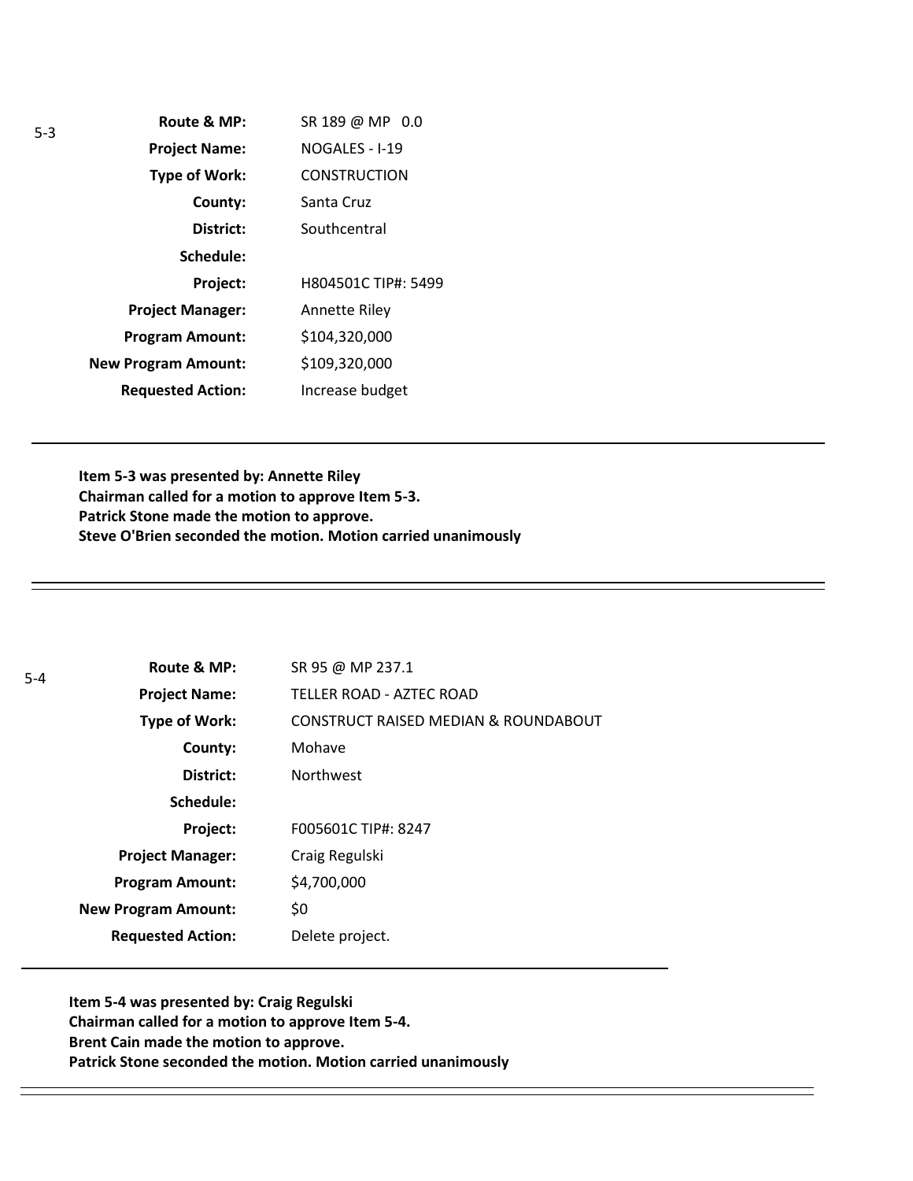5-3

| | |
|---|---|
| **Route & MP:** | SR 189 @ MP 0.0 |
| **Project Name:** | NOGALES - I-19 |
| **Type of Work:** | CONSTRUCTION |
| **County:** | Santa Cruz |
| **District:** | Southcentral |
| **Schedule:** | |
| **Project:** | H804501C TIP#: 5499 |
| **Project Manager:** | Annette Riley |
| **Program Amount:** | $104,320,000 |
| **New Program Amount:** | $109,320,000 |
| **Requested Action:** | Increase budget |

---

**Item 5-3 was presented by: Annette Riley**
**Chairman called for a motion to approve Item 5-3.**
**Patrick Stone made the motion to approve.**
**Steve O'Brien seconded the motion. Motion carried unanimously**

---

5-4

| | |
|---|---|
| **Route & MP:** | SR 95 @ MP 237.1 |
| **Project Name:** | TELLER ROAD - AZTEC ROAD |
| **Type of Work:** | CONSTRUCT RAISED MEDIAN & ROUNDABOUT |
| **County:** | Mohave |
| **District:** | Northwest |
| **Schedule:** | |
| **Project:** | F005601C TIP#: 8247 |
| **Project Manager:** | Craig Regulski |
| **Program Amount:** | $4,700,000 |
| **New Program Amount:** | $0 |
| **Requested Action:** | Delete project. |

---

**Item 5-4 was presented by: Craig Regulski**
**Chairman called for a motion to approve Item 5-4.**
**Brent Cain made the motion to approve.**
**Patrick Stone seconded the motion. Motion carried unanimously**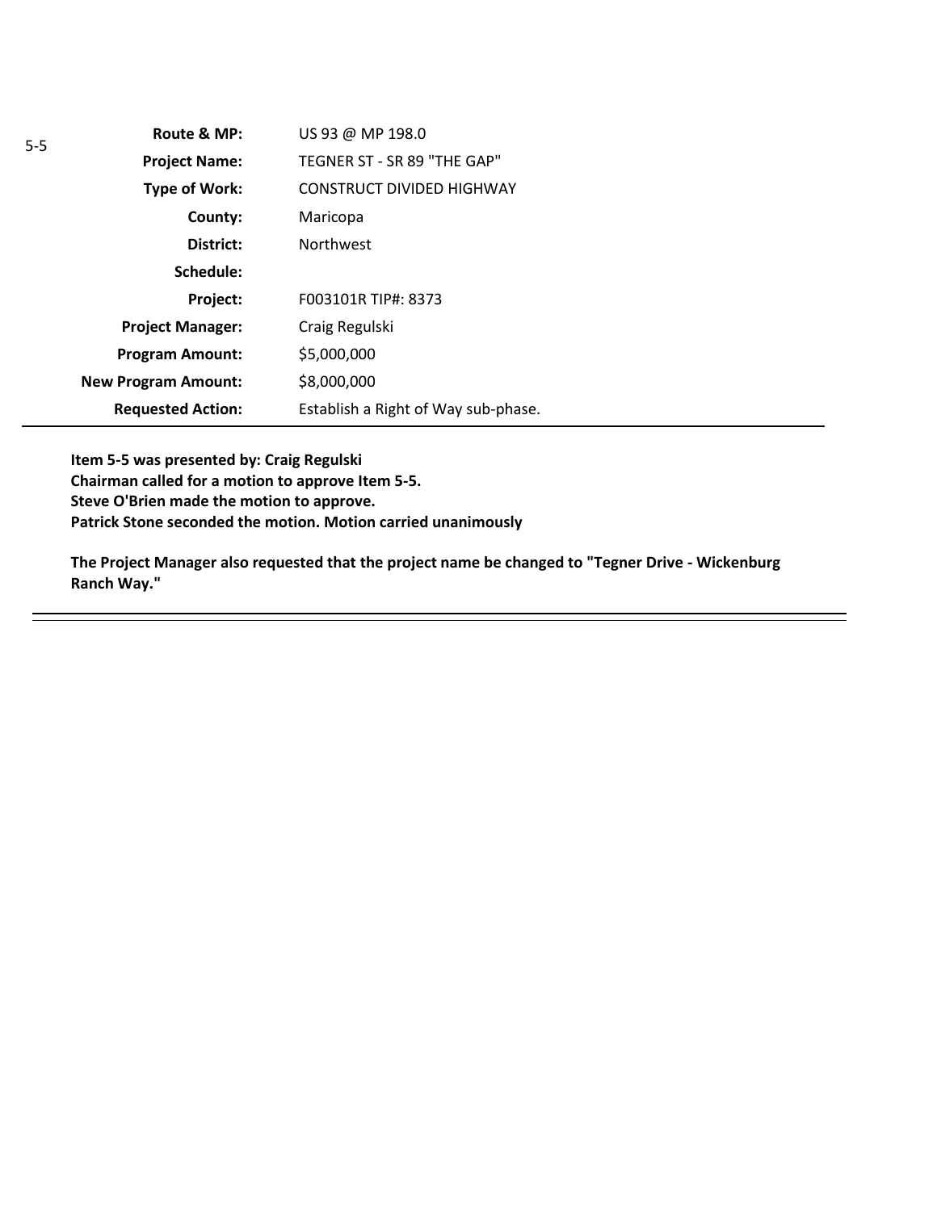5-5

| | |
|---|---|
| **Route & MP:** | US 93 @ MP 198.0 |
| **Project Name:** | TEGNER ST - SR 89 "THE GAP" |
| **Type of Work:** | CONSTRUCT DIVIDED HIGHWAY |
| **County:** | Maricopa |
| **District:** | Northwest |
| **Schedule:** | |
| **Project:** | F003101R TIP#: 8373 |
| **Project Manager:** | Craig Regulski |
| **Program Amount:** | $5,000,000 |
| **New Program Amount:** | $8,000,000 |
| **Requested Action:** | Establish a Right of Way sub-phase. |

**Item 5-5 was presented by: Craig Regulski**
**Chairman called for a motion to approve Item 5-5.**
**Steve O'Brien made the motion to approve.**
**Patrick Stone seconded the motion. Motion carried unanimously**

**The Project Manager also requested that the project name be changed to "Tegner Drive - Wickenburg Ranch Way."**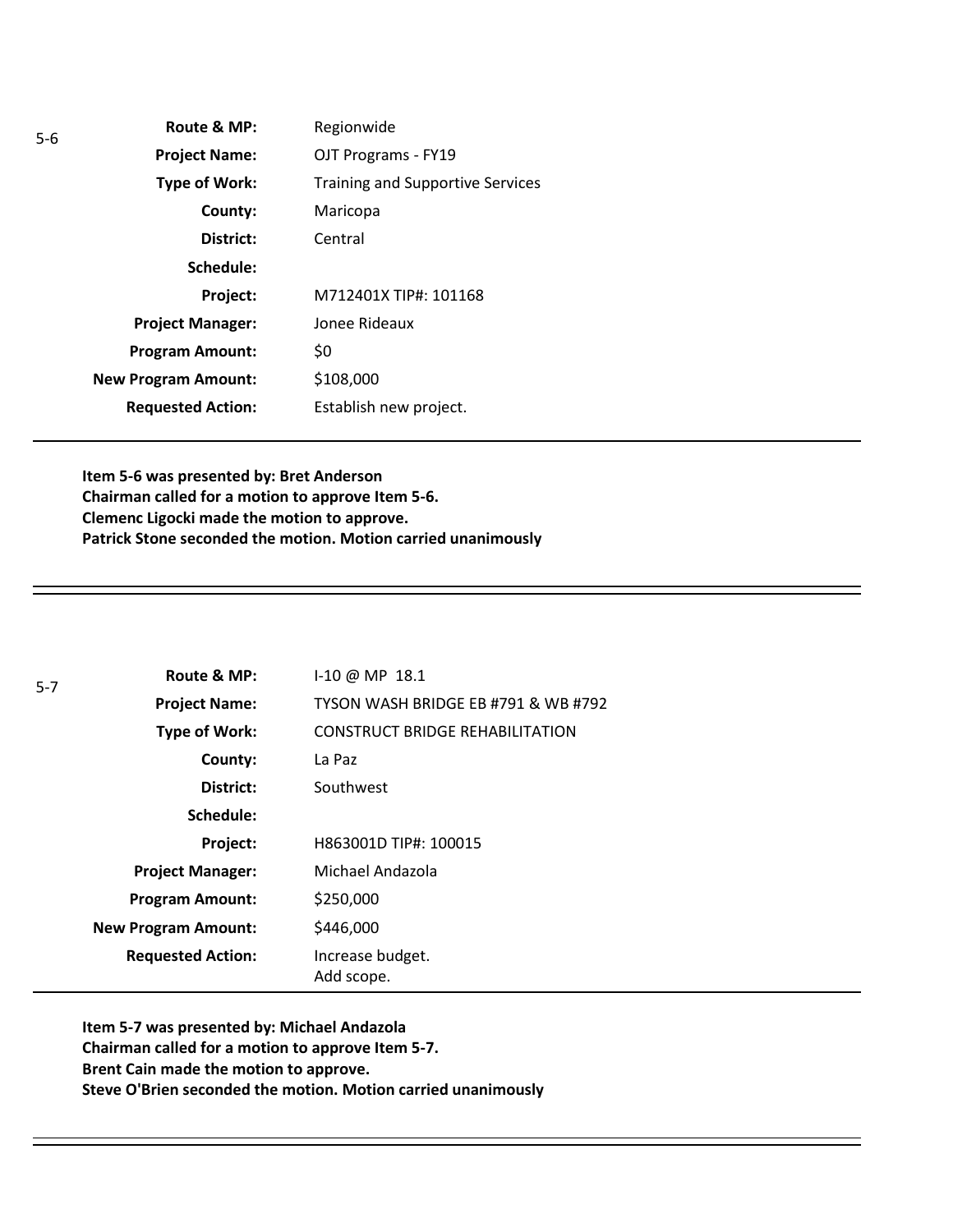5-6

| | |
|---|---|
| **Route & MP:** | Regionwide |
| **Project Name:** | OJT Programs - FY19 |
| **Type of Work:** | Training and Supportive Services |
| **County:** | Maricopa |
| **District:** | Central |
| **Schedule:** | |
| **Project:** | M712401X TIP#: 101168 |
| **Project Manager:** | Jonee Rideaux |
| **Program Amount:** | $0 |
| **New Program Amount:** | $108,000 |
| **Requested Action:** | Establish new project. |

**Item 5-6 was presented by: Bret Anderson**
**Chairman called for a motion to approve Item 5-6.**
**Clemenc Ligocki made the motion to approve.**
**Patrick Stone seconded the motion. Motion carried unanimously**

---

5-7

| | |
|---|---|
| **Route & MP:** | I-10 @ MP 18.1 |
| **Project Name:** | TYSON WASH BRIDGE EB #791 & WB #792 |
| **Type of Work:** | CONSTRUCT BRIDGE REHABILITATION |
| **County:** | La Paz |
| **District:** | Southwest |
| **Schedule:** | |
| **Project:** | H863001D TIP#: 100015 |
| **Project Manager:** | Michael Andazola |
| **Program Amount:** | $250,000 |
| **New Program Amount:** | $446,000 |
| **Requested Action:** | Increase budget.<br>Add scope. |

**Item 5-7 was presented by: Michael Andazola**
**Chairman called for a motion to approve Item 5-7.**
**Brent Cain made the motion to approve.**
**Steve O'Brien seconded the motion. Motion carried unanimously**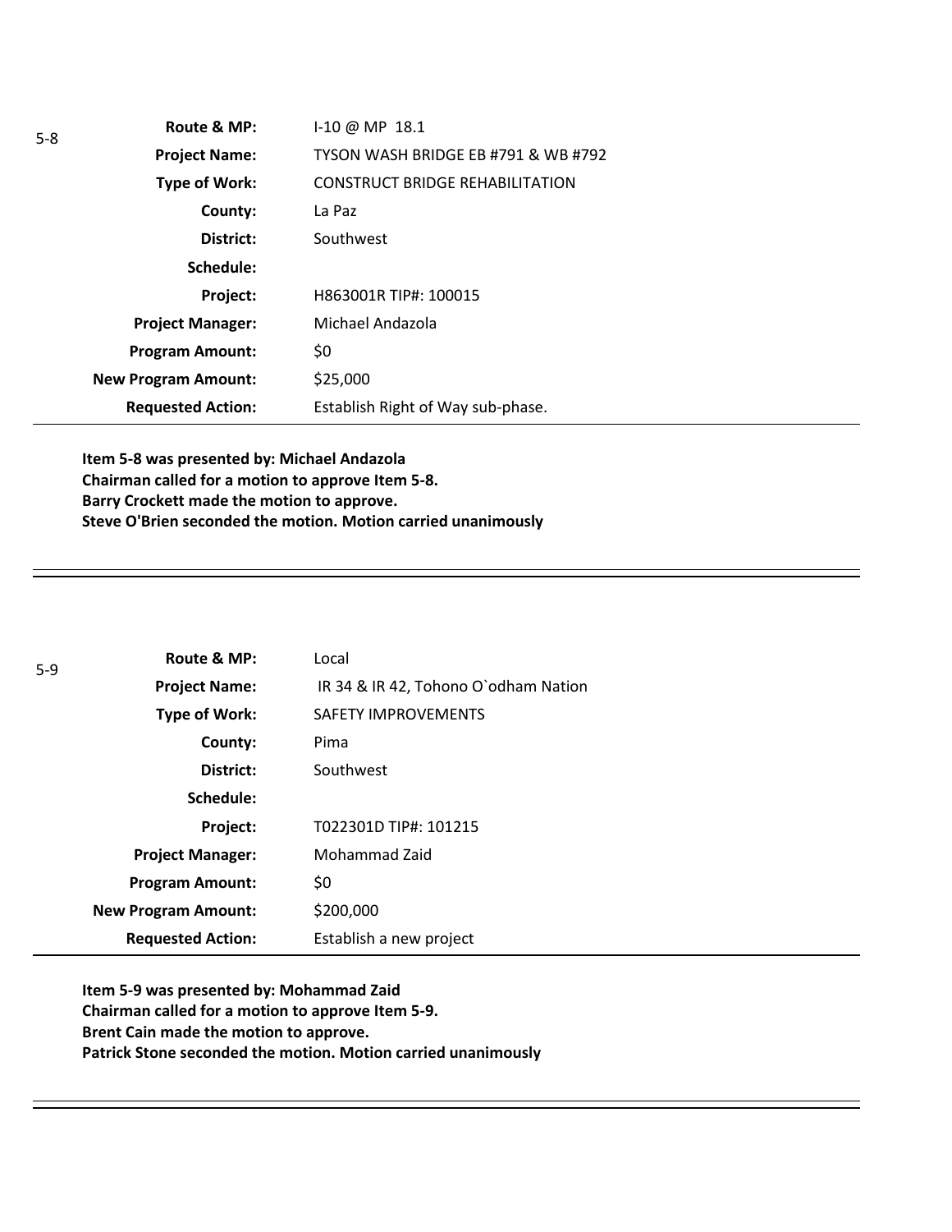5-8

| | |
|---|---|
| **Route & MP:** | I-10 @ MP 18.1 |
| **Project Name:** | TYSON WASH BRIDGE EB #791 & WB #792 |
| **Type of Work:** | CONSTRUCT BRIDGE REHABILITATION |
| **County:** | La Paz |
| **District:** | Southwest |
| **Schedule:** | |
| **Project:** | H863001R TIP#: 100015 |
| **Project Manager:** | Michael Andazola |
| **Program Amount:** | $0 |
| **New Program Amount:** | $25,000 |
| **Requested Action:** | Establish Right of Way sub-phase. |

**Item 5-8 was presented by: Michael Andazola**
**Chairman called for a motion to approve Item 5-8.**
**Barry Crockett made the motion to approve.**
**Steve O'Brien seconded the motion. Motion carried unanimously**

---

5-9

| | |
|---|---|
| **Route & MP:** | Local |
| **Project Name:** | IR 34 & IR 42, Tohono O`odham Nation |
| **Type of Work:** | SAFETY IMPROVEMENTS |
| **County:** | Pima |
| **District:** | Southwest |
| **Schedule:** | |
| **Project:** | T022301D TIP#: 101215 |
| **Project Manager:** | Mohammad Zaid |
| **Program Amount:** | $0 |
| **New Program Amount:** | $200,000 |
| **Requested Action:** | Establish a new project |

**Item 5-9 was presented by: Mohammad Zaid**
**Chairman called for a motion to approve Item 5-9.**
**Brent Cain made the motion to approve.**
**Patrick Stone seconded the motion. Motion carried unanimously**

---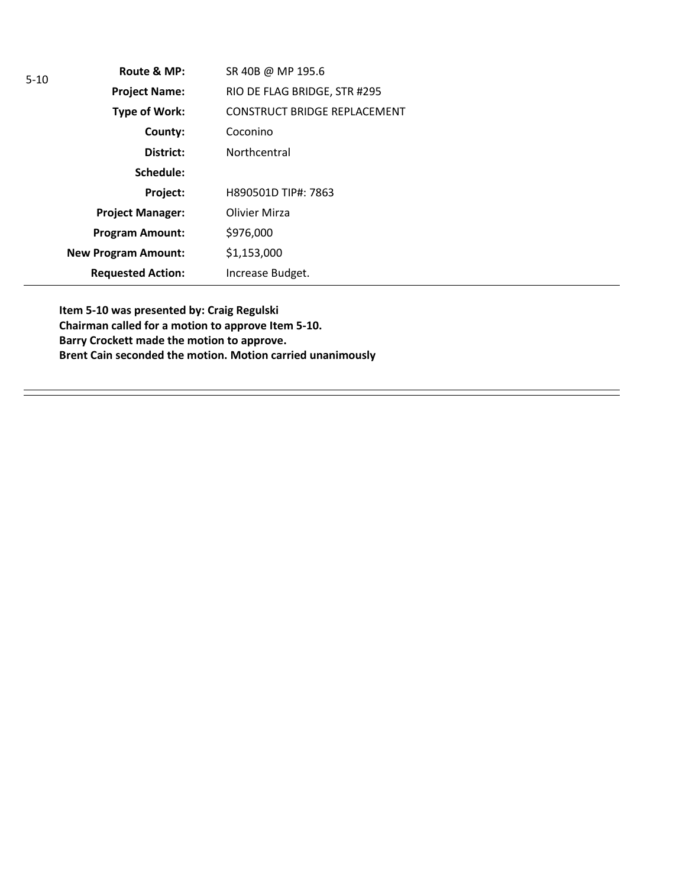5-10

| | |
|---|---|
| **Route & MP:** | SR 40B @ MP 195.6 |
| **Project Name:** | RIO DE FLAG BRIDGE, STR #295 |
| **Type of Work:** | CONSTRUCT BRIDGE REPLACEMENT |
| **County:** | Coconino |
| **District:** | Northcentral |
| **Schedule:** | |
| **Project:** | H890501D TIP#: 7863 |
| **Project Manager:** | Olivier Mirza |
| **Program Amount:** | $976,000 |
| **New Program Amount:** | $1,153,000 |
| **Requested Action:** | Increase Budget. |

**Item 5-10 was presented by: Craig Regulski**
**Chairman called for a motion to approve Item 5-10.**
**Barry Crockett made the motion to approve.**
**Brent Cain seconded the motion. Motion carried unanimously**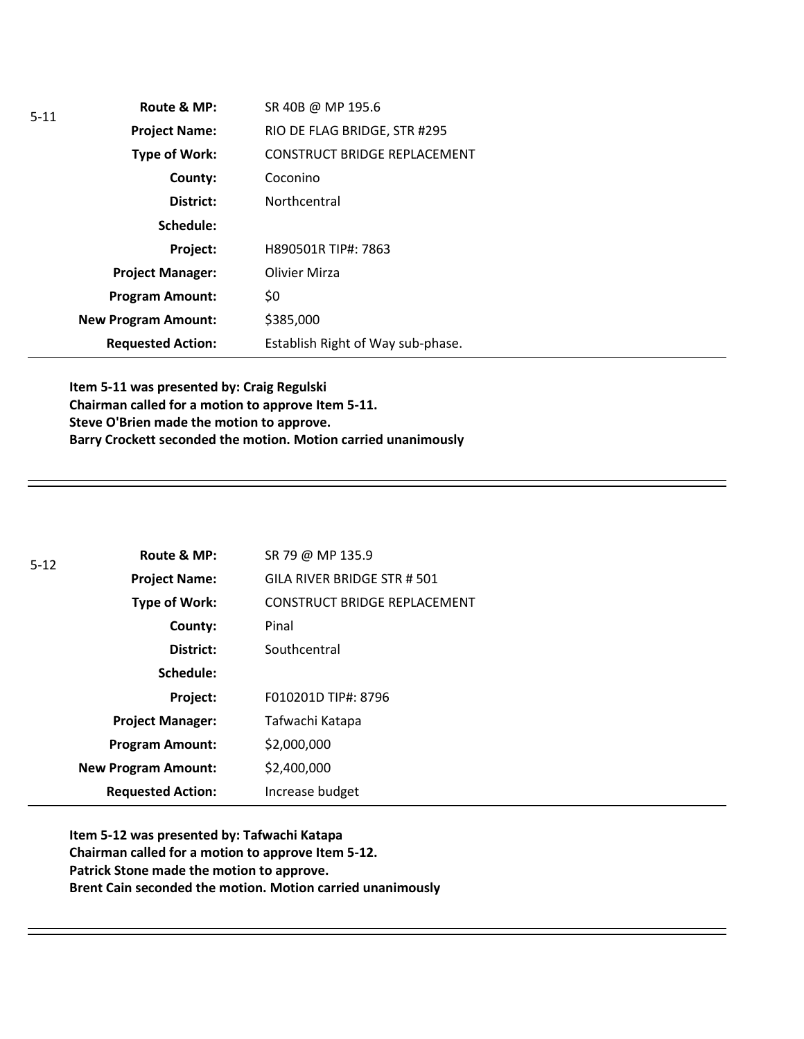5-11

| | |
|---|---|
| **Route & MP:** | SR 40B @ MP 195.6 |
| **Project Name:** | RIO DE FLAG BRIDGE, STR #295 |
| **Type of Work:** | CONSTRUCT BRIDGE REPLACEMENT |
| **County:** | Coconino |
| **District:** | Northcentral |
| **Schedule:** | |
| **Project:** | H890501R TIP#: 7863 |
| **Project Manager:** | Olivier Mirza |
| **Program Amount:** | $0 |
| **New Program Amount:** | $385,000 |
| **Requested Action:** | Establish Right of Way sub-phase. |

**Item 5-11 was presented by: Craig Regulski**
**Chairman called for a motion to approve Item 5-11.**
**Steve O'Brien made the motion to approve.**
**Barry Crockett seconded the motion. Motion carried unanimously**

---

5-12

| | |
|---|---|
| **Route & MP:** | SR 79 @ MP 135.9 |
| **Project Name:** | GILA RIVER BRIDGE STR # 501 |
| **Type of Work:** | CONSTRUCT BRIDGE REPLACEMENT |
| **County:** | Pinal |
| **District:** | Southcentral |
| **Schedule:** | |
| **Project:** | F010201D TIP#: 8796 |
| **Project Manager:** | Tafwachi Katapa |
| **Program Amount:** | $2,000,000 |
| **New Program Amount:** | $2,400,000 |
| **Requested Action:** | Increase budget |

**Item 5-12 was presented by: Tafwachi Katapa**
**Chairman called for a motion to approve Item 5-12.**
**Patrick Stone made the motion to approve.**
**Brent Cain seconded the motion. Motion carried unanimously**

---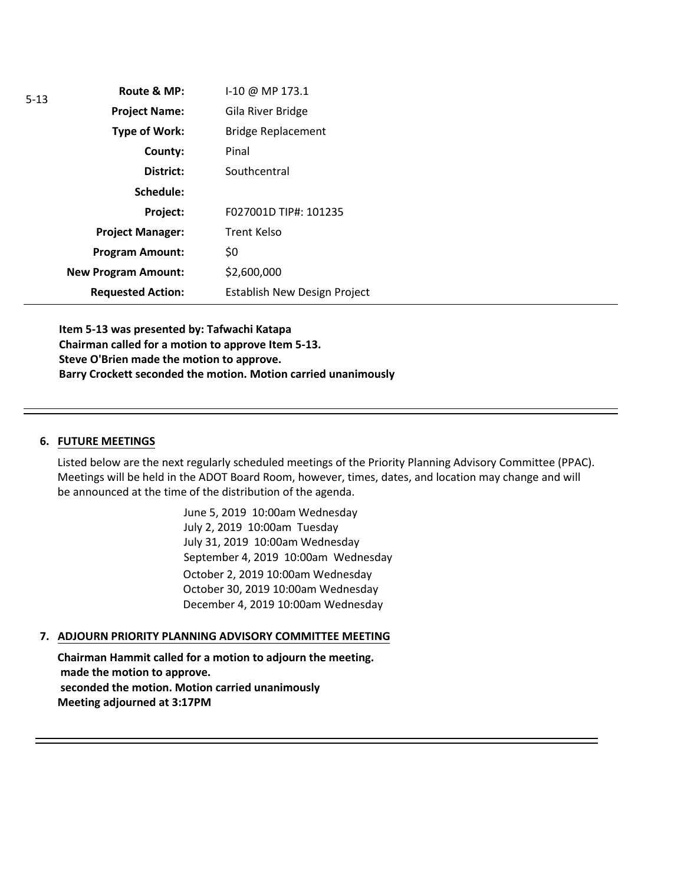5-13

| | |
|---|---|
| **Route & MP:** | I-10 @ MP 173.1 |
| **Project Name:** | Gila River Bridge |
| **Type of Work:** | Bridge Replacement |
| **County:** | Pinal |
| **District:** | Southcentral |
| **Schedule:** | |
| **Project:** | F027001D TIP#: 101235 |
| **Project Manager:** | Trent Kelso |
| **Program Amount:** | $0 |
| **New Program Amount:** | $2,600,000 |
| **Requested Action:** | Establish New Design Project |

**Item 5-13 was presented by: Tafwachi Katapa**
**Chairman called for a motion to approve Item 5-13.**
**Steve O'Brien made the motion to approve.**
**Barry Crockett seconded the motion. Motion carried unanimously**

---

## 6. FUTURE MEETINGS

Listed below are the next regularly scheduled meetings of the Priority Planning Advisory Committee (PPAC). Meetings will be held in the ADOT Board Room, however, times, dates, and location may change and will be announced at the time of the distribution of the agenda.

June 5, 2019 10:00am Wednesday
July 2, 2019 10:00am Tuesday
July 31, 2019 10:00am Wednesday
September 4, 2019 10:00am Wednesday
October 2, 2019 10:00am Wednesday
October 30, 2019 10:00am Wednesday
December 4, 2019 10:00am Wednesday

## 7. ADJOURN PRIORITY PLANNING ADVISORY COMMITTEE MEETING

**Chairman Hammit called for a motion to adjourn the meeting.**
**made the motion to approve.**
**seconded the motion. Motion carried unanimously**
**Meeting adjourned at 3:17PM**